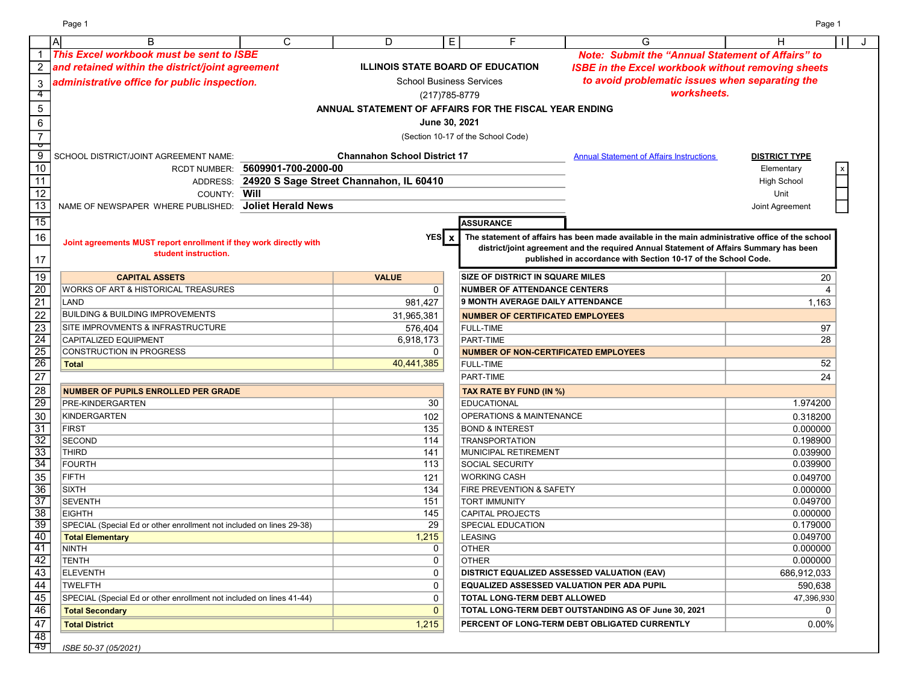*This Excel workbook must be sent to ISBE and retained within the district/joint agreement administrative office for public inspection.*

**ILLINOIS STATE BOARD OF EDUCATION**

School Business Services

(217)785-8779

**ANNUAL STATEMENT OF AFFAIRS FOR THE FISCAL YEAR ENDING**

**June 30, 2021**

(Section 10-17 of the School Code)

*Note: Submit the "Annual Statement of Affairs" to ISBE in the Excel workbook without removing sheets to avoid problematic issues when separating the worksheets.*

SCHOOL DISTRICT/JOINT AGREEMENT NAME: **Channahon School District 17**

RCDT NUMBER: **5609901-700-2000-00**

ADDRESS: **24920 S Sage Street Channahon, IL 60410**

COUNTY: **Will**

NAME OF NEWSPAPER WHERE PUBLISHED: **Joliet Herald News**

Annual Statement of Affairs Instructions

**DISTRICT TYPE**

| District Type | |
|---|---|
| Elementary | x |
| High School | |
| Unit | |
| Joint Agreement | |

**Joint agreements MUST report enrollment if they work directly with student instruction.**

**ASSURANCE**

YES x — **The statement of affairs has been made available in the main administrative office of the school district/joint agreement and the required Annual Statement of Affairs Summary has been published in accordance with Section 10-17 of the School Code.**

| CAPITAL ASSETS | VALUE |
|---|---|
| WORKS OF ART & HISTORICAL TREASURES | 0 |
| LAND | 981,427 |
| BUILDING & BUILDING IMPROVEMENTS | 31,965,381 |
| SITE IMPROVMENTS & INFRASTRUCTURE | 576,404 |
| CAPITALIZED EQUIPMENT | 6,918,173 |
| CONSTRUCTION IN PROGRESS | 0 |
| **Total** | 40,441,385 |

| NUMBER OF PUPILS ENROLLED PER GRADE | |
|---|---|
| PRE-KINDERGARTEN | 30 |
| KINDERGARTEN | 102 |
| FIRST | 135 |
| SECOND | 114 |
| THIRD | 141 |
| FOURTH | 113 |
| FIFTH | 121 |
| SIXTH | 134 |
| SEVENTH | 151 |
| EIGHTH | 145 |
| SPECIAL (Special Ed or other enrollment not included on lines 29-38) | 29 |
| **Total Elementary** | 1,215 |
| NINTH | 0 |
| TENTH | 0 |
| ELEVENTH | 0 |
| TWELFTH | 0 |
| SPECIAL (Special Ed or other enrollment not included on lines 41-44) | 0 |
| **Total Secondary** | 0 |
| **Total District** | 1,215 |

| | |
|---|---|
| **SIZE OF DISTRICT IN SQUARE MILES** | 20 |
| **NUMBER OF ATTENDANCE CENTERS** | 4 |
| **9 MONTH AVERAGE DAILY ATTENDANCE** | 1,163 |
| **NUMBER OF CERTIFICATED EMPLOYEES** | |
| FULL-TIME | 97 |
| PART-TIME | 28 |
| **NUMBER OF NON-CERTIFICATED EMPLOYEES** | |
| FULL-TIME | 52 |
| PART-TIME | 24 |
| **TAX RATE BY FUND (IN %)** | |
| EDUCATIONAL | 1.974200 |
| OPERATIONS & MAINTENANCE | 0.318200 |
| BOND & INTEREST | 0.000000 |
| TRANSPORTATION | 0.198900 |
| MUNICIPAL RETIREMENT | 0.039900 |
| SOCIAL SECURITY | 0.039900 |
| WORKING CASH | 0.049700 |
| FIRE PREVENTION & SAFETY | 0.000000 |
| TORT IMMUNITY | 0.049700 |
| CAPITAL PROJECTS | 0.000000 |
| SPECIAL EDUCATION | 0.179000 |
| LEASING | 0.049700 |
| OTHER | 0.000000 |
| OTHER | 0.000000 |
| **DISTRICT EQUALIZED ASSESSED VALUATION (EAV)** | 686,912,033 |
| **EQUALIZED ASSESSED VALUATION PER ADA PUPIL** | 590,638 |
| **TOTAL LONG-TERM DEBT ALLOWED** | 47,396,930 |
| **TOTAL LONG-TERM DEBT OUTSTANDING AS OF June 30, 2021** | 0 |
| **PERCENT OF LONG-TERM DEBT OBLIGATED CURRENTLY** | 0.00% |

*ISBE 50-37 (05/2021)*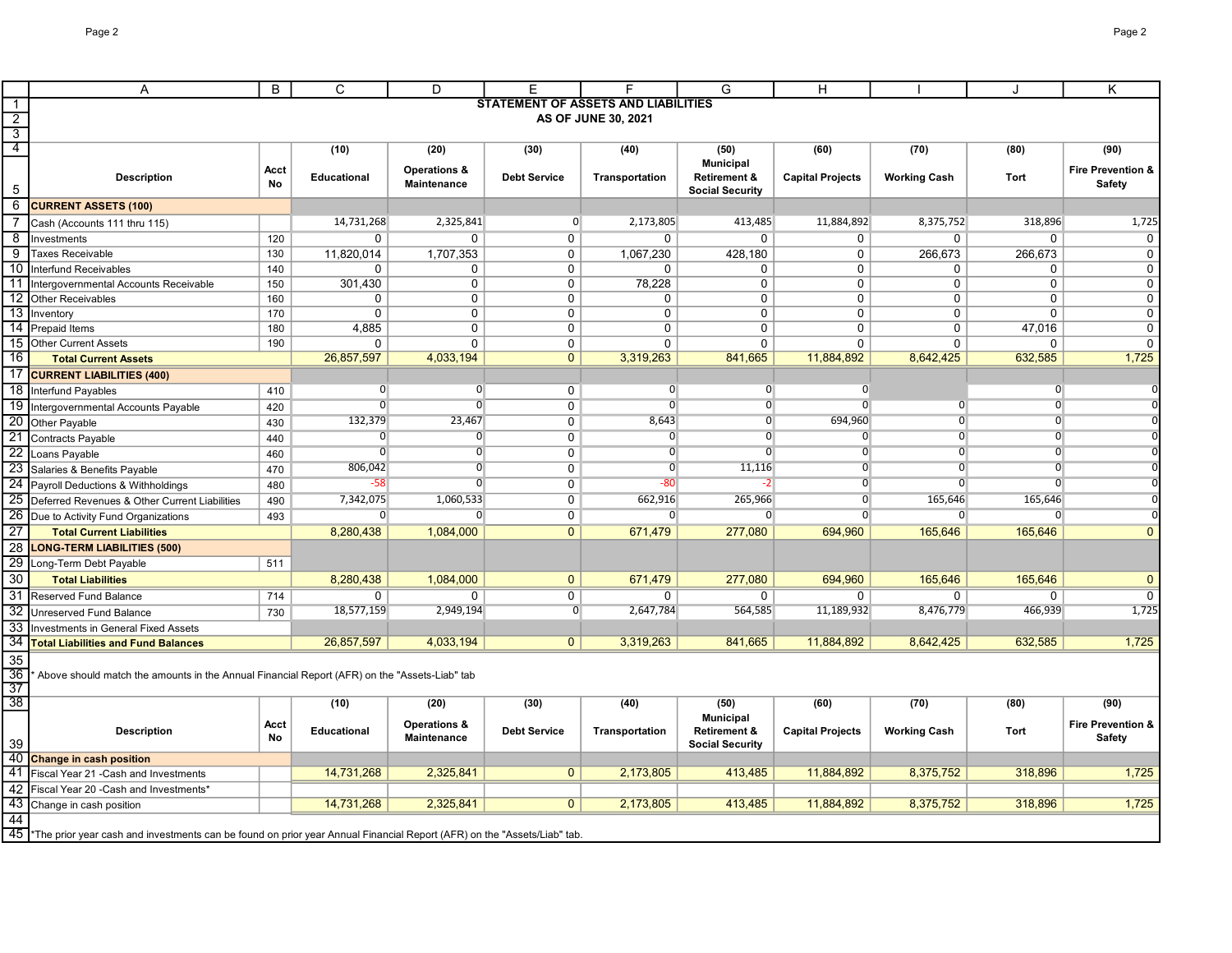# STATEMENT OF ASSETS AND LIABILITIES

## AS OF JUNE 30, 2021

| Description | Acct No | (10) Educational | (20) Operations & Maintenance | (30) Debt Service | (40) Transportation | (50) Municipal Retirement & Social Security | (60) Capital Projects | (70) Working Cash | (80) Tort | (90) Fire Prevention & Safety |
|---|---|---|---|---|---|---|---|---|---|---|
| **CURRENT ASSETS (100)** | | | | | | | | | | |
| Cash (Accounts 111 thru 115) | | 14,731,268 | 2,325,841 | 0 | 2,173,805 | 413,485 | 11,884,892 | 8,375,752 | 318,896 | 1,725 |
| Investments | 120 | 0 | 0 | 0 | 0 | 0 | 0 | 0 | 0 | 0 |
| Taxes Receivable | 130 | 11,820,014 | 1,707,353 | 0 | 1,067,230 | 428,180 | 0 | 266,673 | 266,673 | 0 |
| Interfund Receivables | 140 | 0 | 0 | 0 | 0 | 0 | 0 | 0 | 0 | 0 |
| Intergovernmental Accounts Receivable | 150 | 301,430 | 0 | 0 | 78,228 | 0 | 0 | 0 | 0 | 0 |
| Other Receivables | 160 | 0 | 0 | 0 | 0 | 0 | 0 | 0 | 0 | 0 |
| Inventory | 170 | 0 | 0 | 0 | 0 | 0 | 0 | 0 | 0 | 0 |
| Prepaid Items | 180 | 4,885 | 0 | 0 | 0 | 0 | 0 | 0 | 47,016 | 0 |
| Other Current Assets | 190 | 0 | 0 | 0 | 0 | 0 | 0 | 0 | 0 | 0 |
| **Total Current Assets** | | 26,857,597 | 4,033,194 | 0 | 3,319,263 | 841,665 | 11,884,892 | 8,642,425 | 632,585 | 1,725 |
| **CURRENT LIABILITIES (400)** | | | | | | | | | | |
| Interfund Payables | 410 | 0 | 0 | 0 | 0 | 0 | 0 | | 0 | 0 |
| Intergovernmental Accounts Payable | 420 | 0 | 0 | 0 | 0 | 0 | 0 | 0 | 0 | 0 |
| Other Payable | 430 | 132,379 | 23,467 | 0 | 8,643 | 0 | 694,960 | 0 | 0 | 0 |
| Contracts Payable | 440 | 0 | 0 | 0 | 0 | 0 | 0 | 0 | 0 | 0 |
| Loans Payable | 460 | 0 | 0 | 0 | 0 | 0 | 0 | 0 | 0 | 0 |
| Salaries & Benefits Payable | 470 | 806,042 | 0 | 0 | 0 | 11,116 | 0 | 0 | 0 | 0 |
| Payroll Deductions & Withholdings | 480 | -58 | 0 | 0 | -80 | -2 | 0 | 0 | 0 | 0 |
| Deferred Revenues & Other Current Liabilities | 490 | 7,342,075 | 1,060,533 | 0 | 662,916 | 265,966 | 0 | 165,646 | 165,646 | 0 |
| Due to Activity Fund Organizations | 493 | 0 | 0 | 0 | 0 | 0 | 0 | 0 | 0 | 0 |
| **Total Current Liabilities** | | 8,280,438 | 1,084,000 | 0 | 671,479 | 277,080 | 694,960 | 165,646 | 165,646 | 0 |
| **LONG-TERM LIABILITIES (500)** | | | | | | | | | | |
| Long-Term Debt Payable | 511 | | | | | | | | | |
| **Total Liabilities** | | 8,280,438 | 1,084,000 | 0 | 671,479 | 277,080 | 694,960 | 165,646 | 165,646 | 0 |
| Reserved Fund Balance | 714 | 0 | 0 | 0 | 0 | 0 | 0 | 0 | 0 | 0 |
| Unreserved Fund Balance | 730 | 18,577,159 | 2,949,194 | 0 | 2,647,784 | 564,585 | 11,189,932 | 8,476,779 | 466,939 | 1,725 |
| Investments in General Fixed Assets | | | | | | | | | | |
| **Total Liabilities and Fund Balances** | | 26,857,597 | 4,033,194 | 0 | 3,319,263 | 841,665 | 11,884,892 | 8,642,425 | 632,585 | 1,725 |

* Above should match the amounts in the Annual Financial Report (AFR) on the "Assets-Liab" tab

| Description | Acct No | (10) Educational | (20) Operations & Maintenance | (30) Debt Service | (40) Transportation | (50) Municipal Retirement & Social Security | (60) Capital Projects | (70) Working Cash | (80) Tort | (90) Fire Prevention & Safety |
|---|---|---|---|---|---|---|---|---|---|---|
| **Change in cash position** | | | | | | | | | | |
| Fiscal Year 21 -Cash and Investments | | 14,731,268 | 2,325,841 | 0 | 2,173,805 | 413,485 | 11,884,892 | 8,375,752 | 318,896 | 1,725 |
| Fiscal Year 20 -Cash and Investments* | | | | | | | | | | |
| Change in cash position | | 14,731,268 | 2,325,841 | 0 | 2,173,805 | 413,485 | 11,884,892 | 8,375,752 | 318,896 | 1,725 |

*The prior year cash and investments can be found on prior year Annual Financial Report (AFR) on the "Assets/Liab" tab.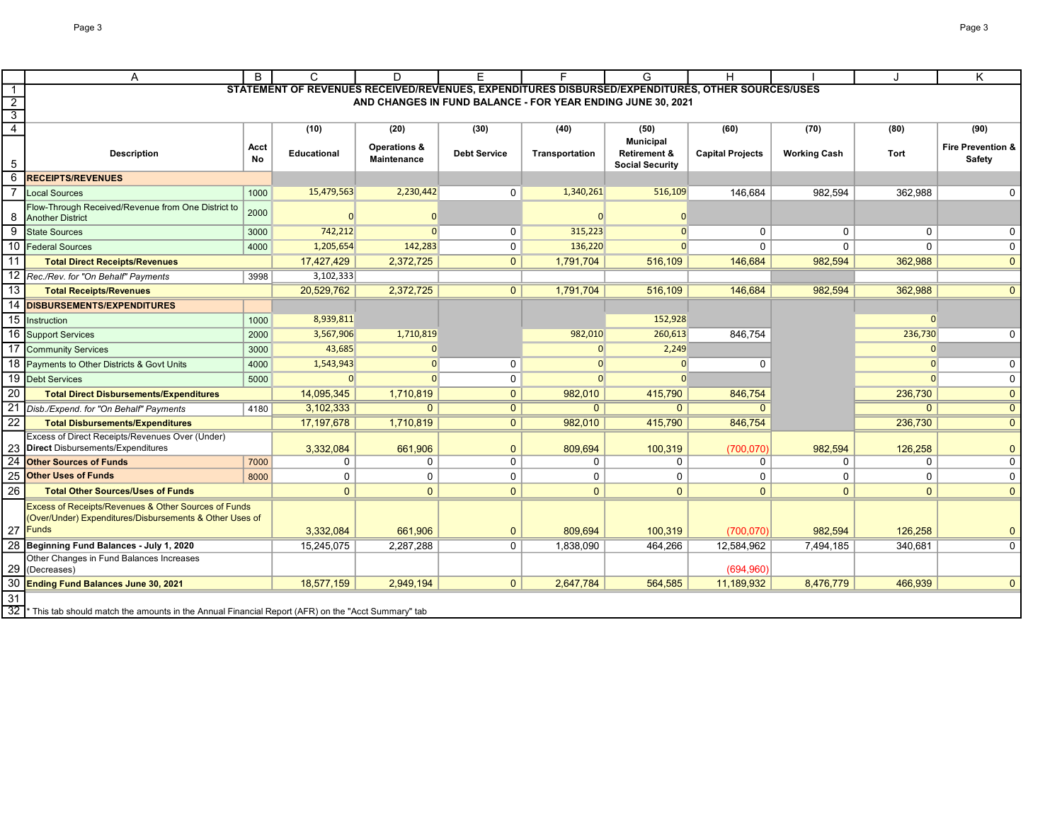**STATEMENT OF REVENUES RECEIVED/REVENUES, EXPENDITURES DISBURSED/EXPENDITURES, OTHER SOURCES/USES AND CHANGES IN FUND BALANCE - FOR YEAR ENDING JUNE 30, 2021**

| Description | Acct No | (10) Educational | (20) Operations & Maintenance | (30) Debt Service | (40) Transportation | (50) Municipal Retirement & Social Security | (60) Capital Projects | (70) Working Cash | (80) Tort | (90) Fire Prevention & Safety |
|---|---|---|---|---|---|---|---|---|---|---|
| **RECEIPTS/REVENUES** | | | | | | | | | | |
| Local Sources | 1000 | 15,479,563 | 2,230,442 | 0 | 1,340,261 | 516,109 | 146,684 | 982,594 | 362,988 | 0 |
| Flow-Through Received/Revenue from One District to Another District | 2000 | 0 | 0 | | 0 | 0 | | | | |
| State Sources | 3000 | 742,212 | 0 | 0 | 315,223 | 0 | 0 | 0 | 0 | 0 |
| Federal Sources | 4000 | 1,205,654 | 142,283 | 0 | 136,220 | 0 | 0 | 0 | 0 | 0 |
| **Total Direct Receipts/Revenues** | | 17,427,429 | 2,372,725 | 0 | 1,791,704 | 516,109 | 146,684 | 982,594 | 362,988 | 0 |
| *Rec./Rev. for "On Behalf" Payments* | 3998 | 3,102,333 | | | | | | | | |
| **Total Receipts/Revenues** | | 20,529,762 | 2,372,725 | 0 | 1,791,704 | 516,109 | 146,684 | 982,594 | 362,988 | 0 |
| **DISBURSEMENTS/EXPENDITURES** | | | | | | | | | | |
| Instruction | 1000 | 8,939,811 | | | | 152,928 | | | 0 | |
| Support Services | 2000 | 3,567,906 | 1,710,819 | | 982,010 | 260,613 | 846,754 | | 236,730 | 0 |
| Community Services | 3000 | 43,685 | 0 | | 0 | 2,249 | | | 0 | |
| Payments to Other Districts & Govt Units | 4000 | 1,543,943 | 0 | 0 | 0 | 0 | 0 | | 0 | 0 |
| Debt Services | 5000 | 0 | 0 | 0 | 0 | 0 | | | 0 | 0 |
| **Total Direct Disbursements/Expenditures** | | 14,095,345 | 1,710,819 | 0 | 982,010 | 415,790 | 846,754 | | 236,730 | 0 |
| *Disb./Expend. for "On Behalf" Payments* | 4180 | 3,102,333 | 0 | 0 | 0 | 0 | 0 | | 0 | 0 |
| **Total Disbursements/Expenditures** | | 17,197,678 | 1,710,819 | 0 | 982,010 | 415,790 | 846,754 | | 236,730 | 0 |
| Excess of Direct Receipts/Revenues Over (Under) **Direct** Disbursements/Expenditures | | 3,332,084 | 661,906 | 0 | 809,694 | 100,319 | (700,070) | 982,594 | 126,258 | 0 |
| **Other Sources of Funds** | 7000 | 0 | 0 | 0 | 0 | 0 | 0 | 0 | 0 | 0 |
| **Other Uses of Funds** | 8000 | 0 | 0 | 0 | 0 | 0 | 0 | 0 | 0 | 0 |
| **Total Other Sources/Uses of Funds** | | 0 | 0 | 0 | 0 | 0 | 0 | 0 | 0 | 0 |
| Excess of Receipts/Revenues & Other Sources of Funds (Over/Under) Expenditures/Disbursements & Other Uses of Funds | | 3,332,084 | 661,906 | 0 | 809,694 | 100,319 | (700,070) | 982,594 | 126,258 | 0 |
| **Beginning Fund Balances - July 1, 2020** | | 15,245,075 | 2,287,288 | 0 | 1,838,090 | 464,266 | 12,584,962 | 7,494,185 | 340,681 | 0 |
| Other Changes in Fund Balances Increases (Decreases) | | | | | | | (694,960) | | | |
| **Ending Fund Balances June 30, 2021** | | 18,577,159 | 2,949,194 | 0 | 2,647,784 | 564,585 | 11,189,932 | 8,476,779 | 466,939 | 0 |

\* This tab should match the amounts in the Annual Financial Report (AFR) on the "Acct Summary" tab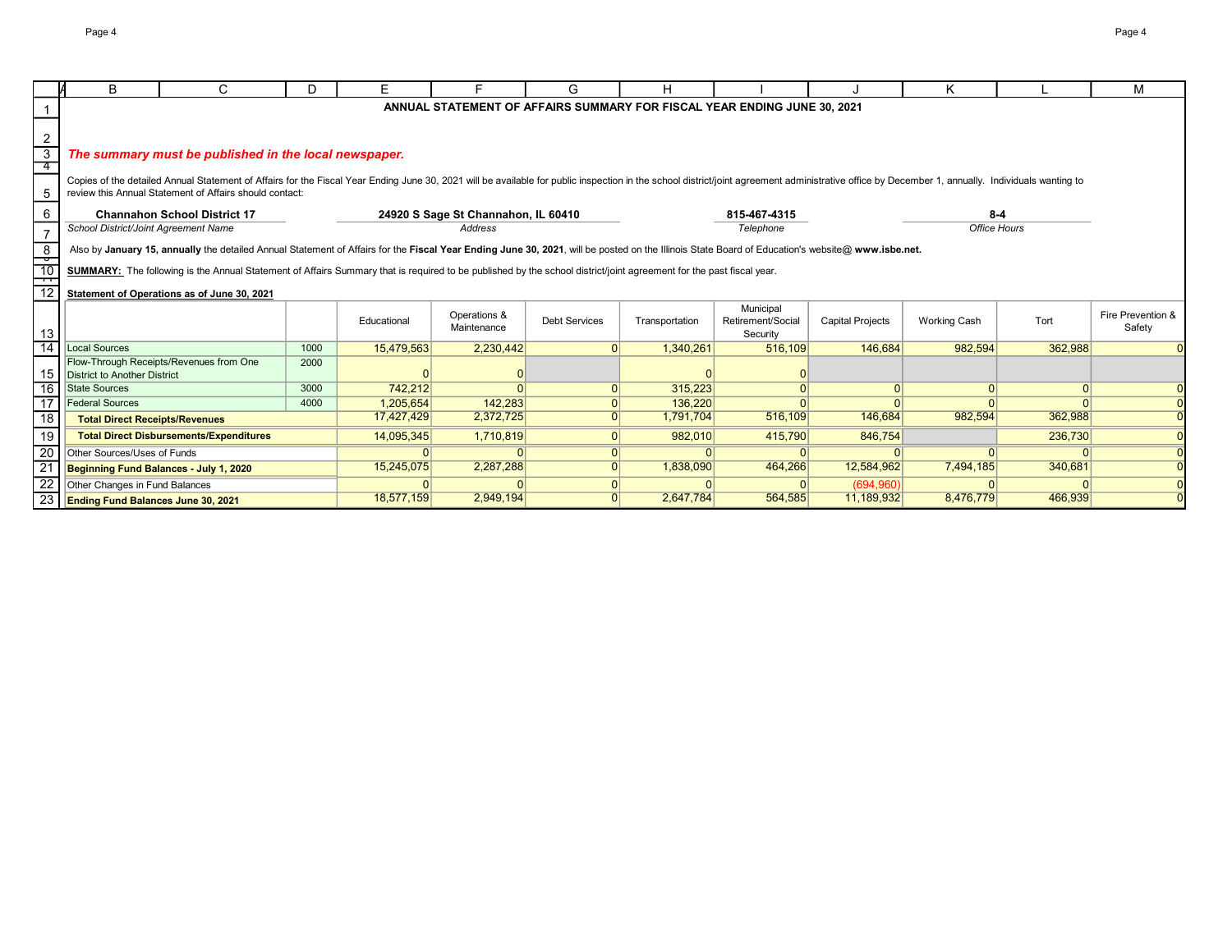# ANNUAL STATEMENT OF AFFAIRS SUMMARY FOR FISCAL YEAR ENDING JUNE 30, 2021

***The summary must be published in the local newspaper.***

Copies of the detailed Annual Statement of Affairs for the Fiscal Year Ending June 30, 2021 will be available for public inspection in the school district/joint agreement administrative office by December 1, annually. Individuals wanting to review this Annual Statement of Affairs should contact:

| **Channahon School District 17** | **24920 S Sage St Channahon, IL 60410** | **815-467-4315** | **8-4** |
|---|---|---|---|
| *School District/Joint Agreement Name* | *Address* | *Telephone* | *Office Hours* |

Also by **January 15, annually** the detailed Annual Statement of Affairs for the **Fiscal Year Ending June 30, 2021**, will be posted on the Illinois State Board of Education's website@ **www.isbe.net.**

**SUMMARY:** The following is the Annual Statement of Affairs Summary that is required to be published by the school district/joint agreement for the past fiscal year.

**Statement of Operations as of June 30, 2021**

| | | Educational | Operations & Maintenance | Debt Services | Transportation | Municipal Retirement/Social Security | Capital Projects | Working Cash | Tort | Fire Prevention & Safety |
|---|---|---|---|---|---|---|---|---|---|---|
| Local Sources | 1000 | 15,479,563 | 2,230,442 | 0 | 1,340,261 | 516,109 | 146,684 | 982,594 | 362,988 | 0 |
| Flow-Through Receipts/Revenues from One District to Another District | 2000 | 0 | 0 | | 0 | 0 | | | | |
| State Sources | 3000 | 742,212 | 0 | 0 | 315,223 | 0 | 0 | 0 | 0 | 0 |
| Federal Sources | 4000 | 1,205,654 | 142,283 | 0 | 136,220 | 0 | 0 | 0 | 0 | 0 |
| **Total Direct Receipts/Revenues** | | 17,427,429 | 2,372,725 | 0 | 1,791,704 | 516,109 | 146,684 | 982,594 | 362,988 | 0 |
| **Total Direct Disbursements/Expenditures** | | 14,095,345 | 1,710,819 | 0 | 982,010 | 415,790 | 846,754 | | 236,730 | 0 |
| Other Sources/Uses of Funds | | 0 | 0 | 0 | 0 | 0 | 0 | 0 | 0 | 0 |
| **Beginning Fund Balances - July 1, 2020** | | 15,245,075 | 2,287,288 | 0 | 1,838,090 | 464,266 | 12,584,962 | 7,494,185 | 340,681 | 0 |
| Other Changes in Fund Balances | | 0 | 0 | 0 | 0 | 0 | (694,960) | 0 | 0 | 0 |
| **Ending Fund Balances June 30, 2021** | | 18,577,159 | 2,949,194 | 0 | 2,647,784 | 564,585 | 11,189,932 | 8,476,779 | 466,939 | 0 |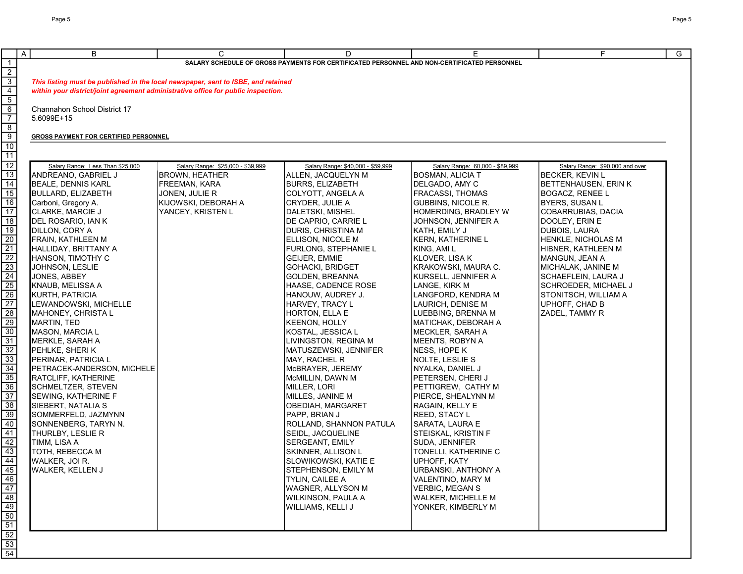**SALARY SCHEDULE OF GROSS PAYMENTS FOR CERTIFICATED PERSONNEL AND NON-CERTIFICATED PERSONNEL**

***This listing must be published in the local newspaper, sent to ISBE, and retained within your district/joint agreement administrative office for public inspection.***

Channahon School District 17
5.6099E+15

**GROSS PAYMENT FOR CERTIFIED PERSONNEL**

| Salary Range: Less Than $25,000 | Salary Range: $25,000 - $39,999 | Salary Range: $40,000 - $59,999 | Salary Range: 60,000 - $89,999 | Salary Range: $90,000 and over |
|---|---|---|---|---|
| ANDREANO, GABRIEL J | BROWN, HEATHER | ALLEN, JACQUELYN M | BOSMAN, ALICIA T | BECKER, KEVIN L |
| BEALE, DENNIS KARL | FREEMAN, KARA | BURRS, ELIZABETH | DELGADO, AMY C | BETTENHAUSEN, ERIN K |
| BULLARD, ELIZABETH | JONEN, JULIE R | COLYOTT, ANGELA A | FRACASSI, THOMAS | BOGACZ, RENEE L |
| Carboni, Gregory A. | KIJOWSKI, DEBORAH A | CRYDER, JULIE A | GUBBINS, NICOLE R. | BYERS, SUSAN L |
| CLARKE, MARCIE J | YANCEY, KRISTEN L | DALETSKI, MISHEL | HOMERDING, BRADLEY W | COBARRUBIAS, DACIA |
| DEL ROSARIO, IAN K | | DE CAPRIO, CARRIE L | JOHNSON, JENNIFER A | DOOLEY, ERIN E |
| DILLON, CORY A | | DURIS, CHRISTINA M | KATH, EMILY J | DUBOIS, LAURA |
| FRAIN, KATHLEEN M | | ELLISON, NICOLE M | KERN, KATHERINE L | HENKLE, NICHOLAS M |
| HALLIDAY, BRITTANY A | | FURLONG, STEPHANIE L | KING, AMI L | HIBNER, KATHLEEN M |
| HANSON, TIMOTHY C | | GEIJER, EMMIE | KLOVER, LISA K | MANGUN, JEAN A |
| JOHNSON, LESLIE | | GOHACKI, BRIDGET | KRAKOWSKI, MAURA C. | MICHALAK, JANINE M |
| JONES, ABBEY | | GOLDEN, BREANNA | KURSELL, JENNIFER A | SCHAEFLEIN, LAURA J |
| KNAUB, MELISSA A | | HAASE, CADENCE ROSE | LANGE, KIRK M | SCHROEDER, MICHAEL J |
| KURTH, PATRICIA | | HANOUW, AUDREY J. | LANGFORD, KENDRA M | STONITSCH, WILLIAM A |
| LEWANDOWSKI, MICHELLE | | HARVEY, TRACY L | LAURICH, DENISE M | UPHOFF, CHAD B |
| MAHONEY, CHRISTA L | | HORTON, ELLA E | LUEBBING, BRENNA M | ZADEL, TAMMY R |
| MARTIN, TED | | KEENON, HOLLY | MATICHAK, DEBORAH A | |
| MASON, MARCIA L | | KOSTAL, JESSICA L | MECKLER, SARAH A | |
| MERKLE, SARAH A | | LIVINGSTON, REGINA M | MEENTS, ROBYN A | |
| PEHLKE, SHERI K | | MATUSZEWSKI, JENNIFER | NESS, HOPE K | |
| PERINAR, PATRICIA L | | MAY, RACHEL R | NOLTE, LESLIE S | |
| PETRACEK-ANDERSON, MICHELE | | McBRAYER, JEREMY | NYALKA, DANIEL J | |
| RATCLIFF, KATHERINE | | McMILLIN, DAWN M | PETERSEN, CHERI J | |
| SCHMELTZER, STEVEN | | MILLER, LORI | PETTIGREW, CATHY M | |
| SEWING, KATHERINE F | | MILLES, JANINE M | PIERCE, SHEALYNN M | |
| SIEBERT, NATALIA S | | OBEDIAH, MARGARET | RAGAIN, KELLY E | |
| SOMMERFELD, JAZMYNN | | PAPP, BRIAN J | REED, STACY L | |
| SONNENBERG, TARYN N. | | ROLLAND, SHANNON PATULA | SARATA, LAURA E | |
| THURLBY, LESLIE R | | SEIDL, JACQUELINE | STEISKAL, KRISTIN F | |
| TIMM, LISA A | | SERGEANT, EMILY | SUDA, JENNIFER | |
| TOTH, REBECCA M | | SKINNER, ALLISON L | TONELLI, KATHERINE C | |
| WALKER, JOI R. | | SLOWIKOWSKI, KATIE E | UPHOFF, KATY | |
| WALKER, KELLEN J | | STEPHENSON, EMILY M | URBANSKI, ANTHONY A | |
| | | TYLIN, CAILEE A | VALENTINO, MARY M | |
| | | WAGNER, ALLYSON M | VERBIC, MEGAN S | |
| | | WILKINSON, PAULA A | WALKER, MICHELLE M | |
| | | WILLIAMS, KELLI J | YONKER, KIMBERLY M | |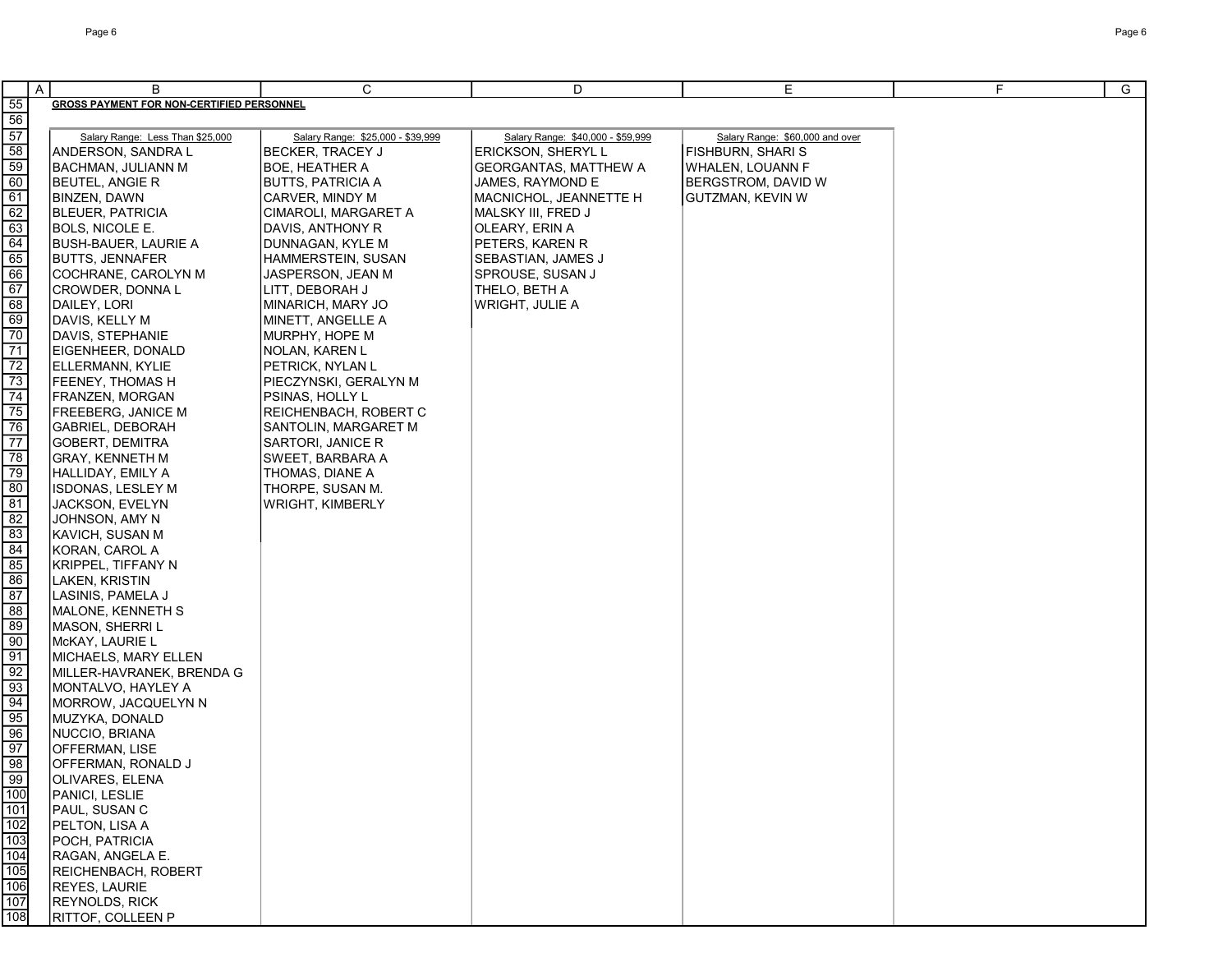**GROSS PAYMENT FOR NON-CERTIFIED PERSONNEL**

| Salary Range: Less Than $25,000 | Salary Range: $25,000 - $39,999 | Salary Range: $40,000 - $59,999 | Salary Range: $60,000 and over |
|---|---|---|---|
| ANDERSON, SANDRA L | BECKER, TRACEY J | ERICKSON, SHERYL L | FISHBURN, SHARI S |
| BACHMAN, JULIANN M | BOE, HEATHER A | GEORGANTAS, MATTHEW A | WHALEN, LOUANN F |
| BEUTEL, ANGIE R | BUTTS, PATRICIA A | JAMES, RAYMOND E | BERGSTROM, DAVID W |
| BINZEN, DAWN | CARVER, MINDY M | MACNICHOL, JEANNETTE H | GUTZMAN, KEVIN W |
| BLEUER, PATRICIA | CIMAROLI, MARGARET A | MALSKY III, FRED J | |
| BOLS, NICOLE E. | DAVIS, ANTHONY R | OLEARY, ERIN A | |
| BUSH-BAUER, LAURIE A | DUNNAGAN, KYLE M | PETERS, KAREN R | |
| BUTTS, JENNAFER | HAMMERSTEIN, SUSAN | SEBASTIAN, JAMES J | |
| COCHRANE, CAROLYN M | JASPERSON, JEAN M | SPROUSE, SUSAN J | |
| CROWDER, DONNA L | LITT, DEBORAH J | THELO, BETH A | |
| DAILEY, LORI | MINARICH, MARY JO | WRIGHT, JULIE A | |
| DAVIS, KELLY M | MINETT, ANGELLE A | | |
| DAVIS, STEPHANIE | MURPHY, HOPE M | | |
| EIGENHEER, DONALD | NOLAN, KAREN L | | |
| ELLERMANN, KYLIE | PETRICK, NYLAN L | | |
| FEENEY, THOMAS H | PIECZYNSKI, GERALYN M | | |
| FRANZEN, MORGAN | PSINAS, HOLLY L | | |
| FREEBERG, JANICE M | REICHENBACH, ROBERT C | | |
| GABRIEL, DEBORAH | SANTOLIN, MARGARET M | | |
| GOBERT, DEMITRA | SARTORI, JANICE R | | |
| GRAY, KENNETH M | SWEET, BARBARA A | | |
| HALLIDAY, EMILY A | THOMAS, DIANE A | | |
| ISDONAS, LESLEY M | THORPE, SUSAN M. | | |
| JACKSON, EVELYN | WRIGHT, KIMBERLY | | |
| JOHNSON, AMY N | | | |
| KAVICH, SUSAN M | | | |
| KORAN, CAROL A | | | |
| KRIPPEL, TIFFANY N | | | |
| LAKEN, KRISTIN | | | |
| LASINIS, PAMELA J | | | |
| MALONE, KENNETH S | | | |
| MASON, SHERRI L | | | |
| McKAY, LAURIE L | | | |
| MICHAELS, MARY ELLEN | | | |
| MILLER-HAVRANEK, BRENDA G | | | |
| MONTALVO, HAYLEY A | | | |
| MORROW, JACQUELYN N | | | |
| MUZYKA, DONALD | | | |
| NUCCIO, BRIANA | | | |
| OFFERMAN, LISE | | | |
| OFFERMAN, RONALD J | | | |
| OLIVARES, ELENA | | | |
| PANICI, LESLIE | | | |
| PAUL, SUSAN C | | | |
| PELTON, LISA A | | | |
| POCH, PATRICIA | | | |
| RAGAN, ANGELA E. | | | |
| REICHENBACH, ROBERT | | | |
| REYES, LAURIE | | | |
| REYNOLDS, RICK | | | |
| RITTOF, COLLEEN P | | | |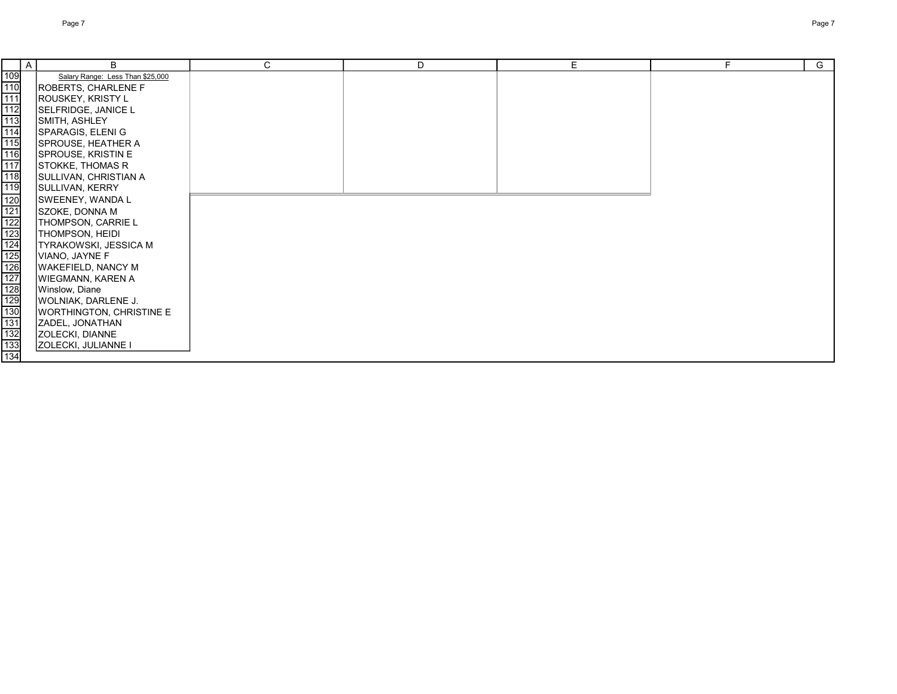| | A | B | C | D | E | F | G |
|---|---|---|---|---|---|---|---|
| 109 | | Salary Range: Less Than $25,000 | | | | | |
| 110 | | ROBERTS, CHARLENE F | | | | | |
| 111 | | ROUSKEY, KRISTY L | | | | | |
| 112 | | SELFRIDGE, JANICE L | | | | | |
| 113 | | SMITH, ASHLEY | | | | | |
| 114 | | SPARAGIS, ELENI G | | | | | |
| 115 | | SPROUSE, HEATHER A | | | | | |
| 116 | | SPROUSE, KRISTIN E | | | | | |
| 117 | | STOKKE, THOMAS R | | | | | |
| 118 | | SULLIVAN, CHRISTIAN A | | | | | |
| 119 | | SULLIVAN, KERRY | | | | | |
| 120 | | SWEENEY, WANDA L | | | | | |
| 121 | | SZOKE, DONNA M | | | | | |
| 122 | | THOMPSON, CARRIE L | | | | | |
| 123 | | THOMPSON, HEIDI | | | | | |
| 124 | | TYRAKOWSKI, JESSICA M | | | | | |
| 125 | | VIANO, JAYNE F | | | | | |
| 126 | | WAKEFIELD, NANCY M | | | | | |
| 127 | | WIEGMANN, KAREN A | | | | | |
| 128 | | Winslow, Diane | | | | | |
| 129 | | WOLNIAK, DARLENE J. | | | | | |
| 130 | | WORTHINGTON, CHRISTINE E | | | | | |
| 131 | | ZADEL, JONATHAN | | | | | |
| 132 | | ZOLECKI, DIANNE | | | | | |
| 133 | | ZOLECKI, JULIANNE I | | | | | |
| 134 | | | | | | | |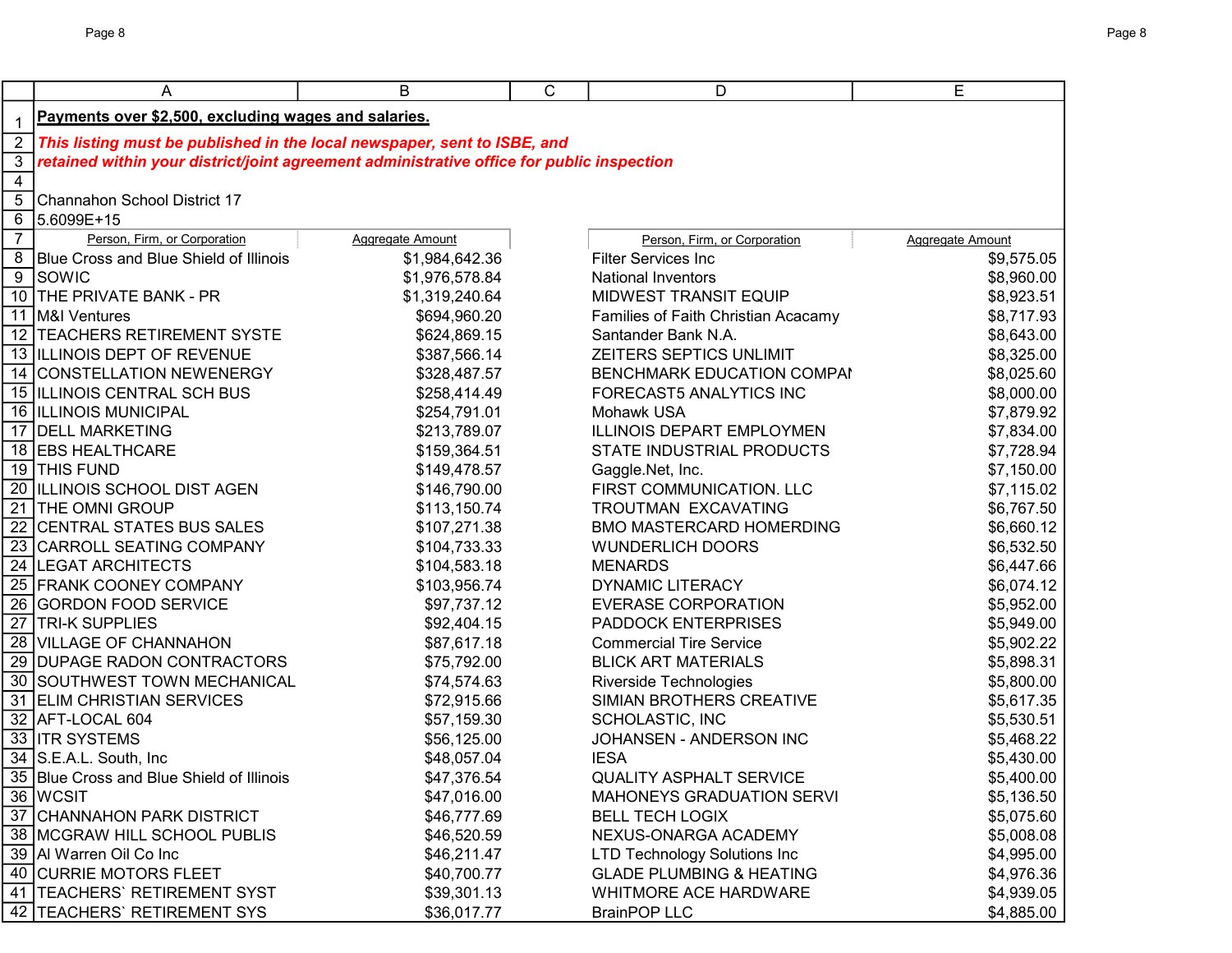**Payments over $2,500, excluding wages and salaries.**

***This listing must be published in the local newspaper, sent to ISBE, and retained within your district/joint agreement administrative office for public inspection***

Channahon School District 17

5.6099E+15

| Person, Firm, or Corporation | Aggregate Amount | Person, Firm, or Corporation | Aggregate Amount |
|---|---|---|---|
| Blue Cross and Blue Shield of Illinois | $1,984,642.36 | Filter Services Inc | $9,575.05 |
| SOWIC | $1,976,578.84 | National Inventors | $8,960.00 |
| THE PRIVATE BANK - PR | $1,319,240.64 | MIDWEST TRANSIT EQUIP | $8,923.51 |
| M&I Ventures | $694,960.20 | Families of Faith Christian Acacamy | $8,717.93 |
| TEACHERS RETIREMENT SYSTE | $624,869.15 | Santander Bank N.A. | $8,643.00 |
| ILLINOIS DEPT OF REVENUE | $387,566.14 | ZEITERS SEPTICS UNLIMIT | $8,325.00 |
| CONSTELLATION NEWENERGY | $328,487.57 | BENCHMARK EDUCATION COMPAI | $8,025.60 |
| ILLINOIS CENTRAL SCH BUS | $258,414.49 | FORECAST5 ANALYTICS INC | $8,000.00 |
| ILLINOIS MUNICIPAL | $254,791.01 | Mohawk USA | $7,879.92 |
| DELL MARKETING | $213,789.07 | ILLINOIS DEPART EMPLOYMEN | $7,834.00 |
| EBS HEALTHCARE | $159,364.51 | STATE INDUSTRIAL PRODUCTS | $7,728.94 |
| THIS FUND | $149,478.57 | Gaggle.Net, Inc. | $7,150.00 |
| ILLINOIS SCHOOL DIST AGEN | $146,790.00 | FIRST COMMUNICATION. LLC | $7,115.02 |
| THE OMNI GROUP | $113,150.74 | TROUTMAN EXCAVATING | $6,767.50 |
| CENTRAL STATES BUS SALES | $107,271.38 | BMO MASTERCARD HOMERDING | $6,660.12 |
| CARROLL SEATING COMPANY | $104,733.33 | WUNDERLICH DOORS | $6,532.50 |
| LEGAT ARCHITECTS | $104,583.18 | MENARDS | $6,447.66 |
| FRANK COONEY COMPANY | $103,956.74 | DYNAMIC LITERACY | $6,074.12 |
| GORDON FOOD SERVICE | $97,737.12 | EVERASE CORPORATION | $5,952.00 |
| TRI-K SUPPLIES | $92,404.15 | PADDOCK ENTERPRISES | $5,949.00 |
| VILLAGE OF CHANNAHON | $87,617.18 | Commercial Tire Service | $5,902.22 |
| DUPAGE RADON CONTRACTORS | $75,792.00 | BLICK ART MATERIALS | $5,898.31 |
| SOUTHWEST TOWN MECHANICAL | $74,574.63 | Riverside Technologies | $5,800.00 |
| ELIM CHRISTIAN SERVICES | $72,915.66 | SIMIAN BROTHERS CREATIVE | $5,617.35 |
| AFT-LOCAL 604 | $57,159.30 | SCHOLASTIC, INC | $5,530.51 |
| ITR SYSTEMS | $56,125.00 | JOHANSEN - ANDERSON INC | $5,468.22 |
| S.E.A.L. South, Inc | $48,057.04 | IESA | $5,430.00 |
| Blue Cross and Blue Shield of Illinois | $47,376.54 | QUALITY ASPHALT SERVICE | $5,400.00 |
| WCSIT | $47,016.00 | MAHONEYS GRADUATION SERVI | $5,136.50 |
| CHANNAHON PARK DISTRICT | $46,777.69 | BELL TECH LOGIX | $5,075.60 |
| MCGRAW HILL SCHOOL PUBLIS | $46,520.59 | NEXUS-ONARGA ACADEMY | $5,008.08 |
| Al Warren Oil Co Inc | $46,211.47 | LTD Technology Solutions Inc | $4,995.00 |
| CURRIE MOTORS FLEET | $40,700.77 | GLADE PLUMBING & HEATING | $4,976.36 |
| TEACHERS` RETIREMENT SYST | $39,301.13 | WHITMORE ACE HARDWARE | $4,939.05 |
| TEACHERS` RETIREMENT SYS | $36,017.77 | BrainPOP LLC | $4,885.00 |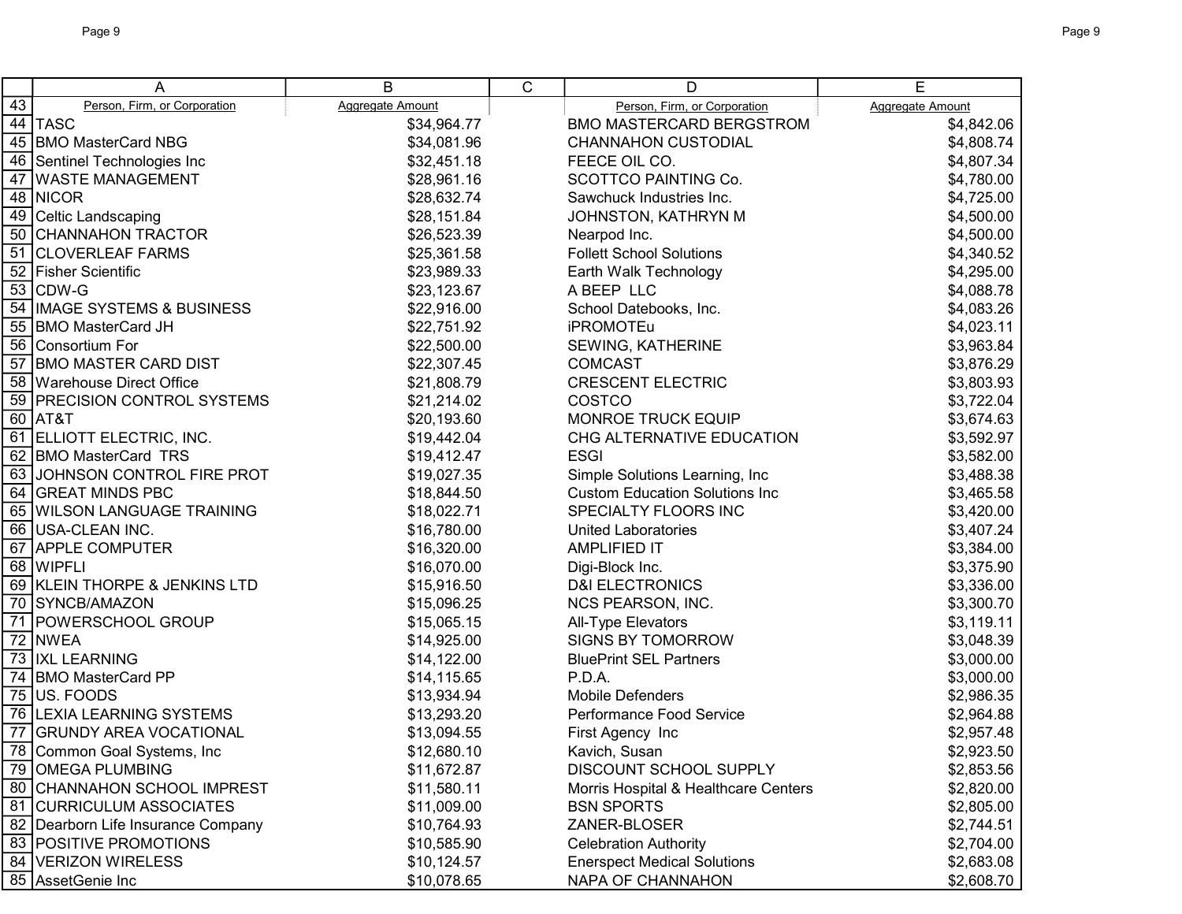| | A | B | C | D | E |
|---|---|---|---|---|---|
| 43 | Person, Firm, or Corporation | Aggregate Amount | | Person, Firm, or Corporation | Aggregate Amount |
| 44 | TASC | $34,964.77 | | BMO MASTERCARD BERGSTROM | $4,842.06 |
| 45 | BMO MasterCard NBG | $34,081.96 | | CHANNAHON CUSTODIAL | $4,808.74 |
| 46 | Sentinel Technologies Inc | $32,451.18 | | FEECE OIL CO. | $4,807.34 |
| 47 | WASTE MANAGEMENT | $28,961.16 | | SCOTTCO PAINTING Co. | $4,780.00 |
| 48 | NICOR | $28,632.74 | | Sawchuck Industries Inc. | $4,725.00 |
| 49 | Celtic Landscaping | $28,151.84 | | JOHNSTON, KATHRYN M | $4,500.00 |
| 50 | CHANNAHON TRACTOR | $26,523.39 | | Nearpod Inc. | $4,500.00 |
| 51 | CLOVERLEAF FARMS | $25,361.58 | | Follett School Solutions | $4,340.52 |
| 52 | Fisher Scientific | $23,989.33 | | Earth Walk Technology | $4,295.00 |
| 53 | CDW-G | $23,123.67 | | A BEEP LLC | $4,088.78 |
| 54 | IMAGE SYSTEMS & BUSINESS | $22,916.00 | | School Datebooks, Inc. | $4,083.26 |
| 55 | BMO MasterCard JH | $22,751.92 | | iPROMOTEu | $4,023.11 |
| 56 | Consortium For | $22,500.00 | | SEWING, KATHERINE | $3,963.84 |
| 57 | BMO MASTER CARD DIST | $22,307.45 | | COMCAST | $3,876.29 |
| 58 | Warehouse Direct Office | $21,808.79 | | CRESCENT ELECTRIC | $3,803.93 |
| 59 | PRECISION CONTROL SYSTEMS | $21,214.02 | | COSTCO | $3,722.04 |
| 60 | AT&T | $20,193.60 | | MONROE TRUCK EQUIP | $3,674.63 |
| 61 | ELLIOTT ELECTRIC, INC. | $19,442.04 | | CHG ALTERNATIVE EDUCATION | $3,592.97 |
| 62 | BMO MasterCard TRS | $19,412.47 | | ESGI | $3,582.00 |
| 63 | JOHNSON CONTROL FIRE PROT | $19,027.35 | | Simple Solutions Learning, Inc | $3,488.38 |
| 64 | GREAT MINDS PBC | $18,844.50 | | Custom Education Solutions Inc | $3,465.58 |
| 65 | WILSON LANGUAGE TRAINING | $18,022.71 | | SPECIALTY FLOORS INC | $3,420.00 |
| 66 | USA-CLEAN INC. | $16,780.00 | | United Laboratories | $3,407.24 |
| 67 | APPLE COMPUTER | $16,320.00 | | AMPLIFIED IT | $3,384.00 |
| 68 | WIPFLI | $16,070.00 | | Digi-Block Inc. | $3,375.90 |
| 69 | KLEIN THORPE & JENKINS LTD | $15,916.50 | | D&I ELECTRONICS | $3,336.00 |
| 70 | SYNCB/AMAZON | $15,096.25 | | NCS PEARSON, INC. | $3,300.70 |
| 71 | POWERSCHOOL GROUP | $15,065.15 | | All-Type Elevators | $3,119.11 |
| 72 | NWEA | $14,925.00 | | SIGNS BY TOMORROW | $3,048.39 |
| 73 | IXL LEARNING | $14,122.00 | | BluePrint SEL Partners | $3,000.00 |
| 74 | BMO MasterCard PP | $14,115.65 | | P.D.A. | $3,000.00 |
| 75 | US. FOODS | $13,934.94 | | Mobile Defenders | $2,986.35 |
| 76 | LEXIA LEARNING SYSTEMS | $13,293.20 | | Performance Food Service | $2,964.88 |
| 77 | GRUNDY AREA VOCATIONAL | $13,094.55 | | First Agency Inc | $2,957.48 |
| 78 | Common Goal Systems, Inc | $12,680.10 | | Kavich, Susan | $2,923.50 |
| 79 | OMEGA PLUMBING | $11,672.87 | | DISCOUNT SCHOOL SUPPLY | $2,853.56 |
| 80 | CHANNAHON SCHOOL IMPREST | $11,580.11 | | Morris Hospital & Healthcare Centers | $2,820.00 |
| 81 | CURRICULUM ASSOCIATES | $11,009.00 | | BSN SPORTS | $2,805.00 |
| 82 | Dearborn Life Insurance Company | $10,764.93 | | ZANER-BLOSER | $2,744.51 |
| 83 | POSITIVE PROMOTIONS | $10,585.90 | | Celebration Authority | $2,704.00 |
| 84 | VERIZON WIRELESS | $10,124.57 | | Enerspect Medical Solutions | $2,683.08 |
| 85 | AssetGenie Inc | $10,078.65 | | NAPA OF CHANNAHON | $2,608.70 |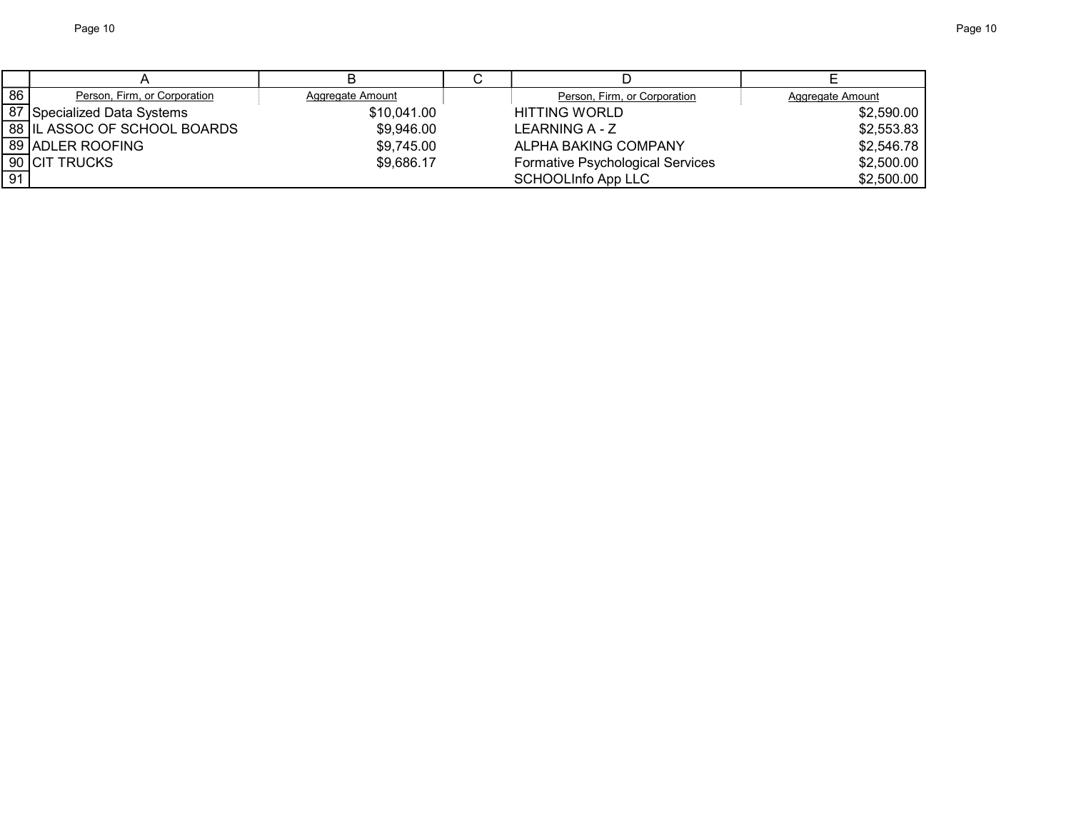| | A | B | C | D | E |
|---|---|---|---|---|---|
| 86 | Person, Firm, or Corporation | Aggregate Amount | | Person, Firm, or Corporation | Aggregate Amount |
| 87 | Specialized Data Systems | $10,041.00 | | HITTING WORLD | $2,590.00 |
| 88 | IL ASSOC OF SCHOOL BOARDS | $9,946.00 | | LEARNING A - Z | $2,553.83 |
| 89 | ADLER ROOFING | $9,745.00 | | ALPHA BAKING COMPANY | $2,546.78 |
| 90 | CIT TRUCKS | $9,686.17 | | Formative Psychological Services | $2,500.00 |
| 91 | | | | SCHOOLInfo App LLC | $2,500.00 |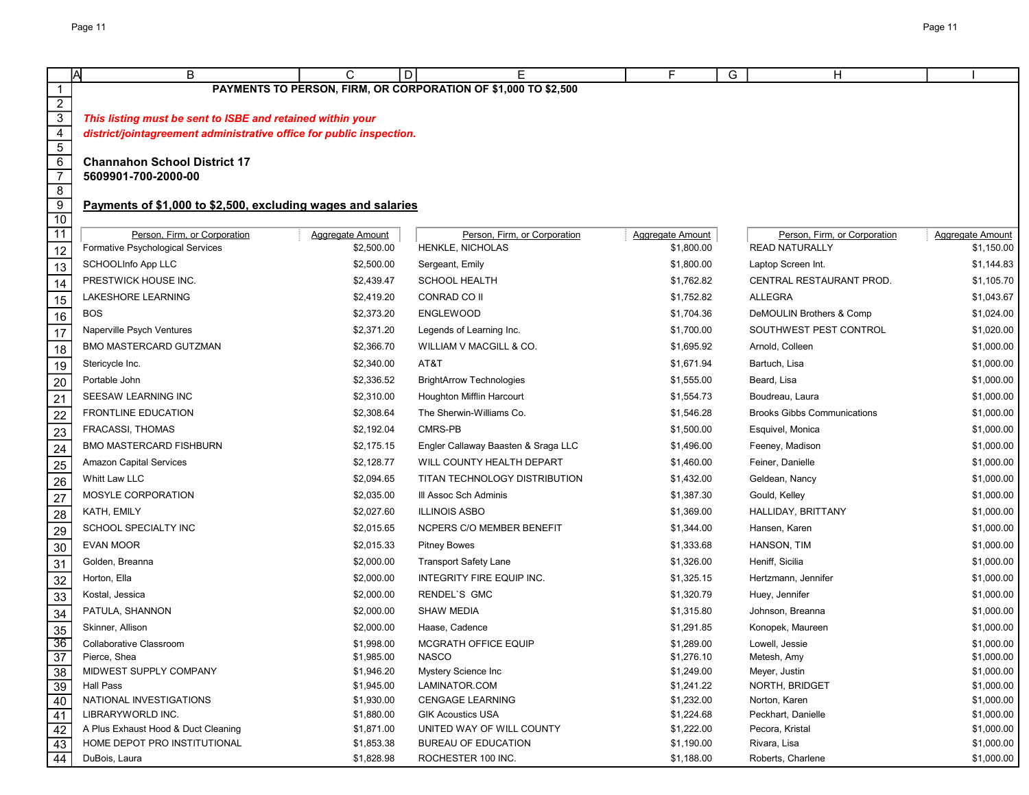**PAYMENTS TO PERSON, FIRM, OR CORPORATION OF $1,000 TO $2,500**

***This listing must be sent to ISBE and retained within your district/jointagreement administrative office for public inspection.***

**Channahon School District 17**
**5609901-700-2000-00**

## Payments of $1,000 to $2,500, excluding wages and salaries

| Person, Firm, or Corporation | Aggregate Amount | Person, Firm, or Corporation | Aggregate Amount | Person, Firm, or Corporation | Aggregate Amount |
|---|---|---|---|---|---|
| Formative Psychological Services | $2,500.00 | HENKLE, NICHOLAS | $1,800.00 | READ NATURALLY | $1,150.00 |
| SCHOOLInfo App LLC | $2,500.00 | Sergeant, Emily | $1,800.00 | Laptop Screen Int. | $1,144.83 |
| PRESTWICK HOUSE INC. | $2,439.47 | SCHOOL HEALTH | $1,762.82 | CENTRAL RESTAURANT PROD. | $1,105.70 |
| LAKESHORE LEARNING | $2,419.20 | CONRAD CO II | $1,752.82 | ALLEGRA | $1,043.67 |
| BOS | $2,373.20 | ENGLEWOOD | $1,704.36 | DeMOULIN Brothers & Comp | $1,024.00 |
| Naperville Psych Ventures | $2,371.20 | Legends of Learning Inc. | $1,700.00 | SOUTHWEST PEST CONTROL | $1,020.00 |
| BMO MASTERCARD GUTZMAN | $2,366.70 | WILLIAM V MACGILL & CO. | $1,695.92 | Arnold, Colleen | $1,000.00 |
| Stericycle Inc. | $2,340.00 | AT&T | $1,671.94 | Bartuch, Lisa | $1,000.00 |
| Portable John | $2,336.52 | BrightArrow Technologies | $1,555.00 | Beard, Lisa | $1,000.00 |
| SEESAW LEARNING INC | $2,310.00 | Houghton Mifflin Harcourt | $1,554.73 | Boudreau, Laura | $1,000.00 |
| FRONTLINE EDUCATION | $2,308.64 | The Sherwin-Williams Co. | $1,546.28 | Brooks Gibbs Communications | $1,000.00 |
| FRACASSI, THOMAS | $2,192.04 | CMRS-PB | $1,500.00 | Esquivel, Monica | $1,000.00 |
| BMO MASTERCARD FISHBURN | $2,175.15 | Engler Callaway Baasten & Sraga LLC | $1,496.00 | Feeney, Madison | $1,000.00 |
| Amazon Capital Services | $2,128.77 | WILL COUNTY HEALTH DEPART | $1,460.00 | Feiner, Danielle | $1,000.00 |
| Whitt Law LLC | $2,094.65 | TITAN TECHNOLOGY DISTRIBUTION | $1,432.00 | Geldean, Nancy | $1,000.00 |
| MOSYLE CORPORATION | $2,035.00 | Ill Assoc Sch Adminis | $1,387.30 | Gould, Kelley | $1,000.00 |
| KATH, EMILY | $2,027.60 | ILLINOIS ASBO | $1,369.00 | HALLIDAY, BRITTANY | $1,000.00 |
| SCHOOL SPECIALTY INC | $2,015.65 | NCPERS C/O MEMBER BENEFIT | $1,344.00 | Hansen, Karen | $1,000.00 |
| EVAN MOOR | $2,015.33 | Pitney Bowes | $1,333.68 | HANSON, TIM | $1,000.00 |
| Golden, Breanna | $2,000.00 | Transport Safety Lane | $1,326.00 | Heniff, Sicilia | $1,000.00 |
| Horton, Ella | $2,000.00 | INTEGRITY FIRE EQUIP INC. | $1,325.15 | Hertzmann, Jennifer | $1,000.00 |
| Kostal, Jessica | $2,000.00 | RENDEL`S GMC | $1,320.79 | Huey, Jennifer | $1,000.00 |
| PATULA, SHANNON | $2,000.00 | SHAW MEDIA | $1,315.80 | Johnson, Breanna | $1,000.00 |
| Skinner, Allison | $2,000.00 | Haase, Cadence | $1,291.85 | Konopek, Maureen | $1,000.00 |
| Collaborative Classroom | $1,998.00 | MCGRATH OFFICE EQUIP | $1,289.00 | Lowell, Jessie | $1,000.00 |
| Pierce, Shea | $1,985.00 | NASCO | $1,276.10 | Metesh, Amy | $1,000.00 |
| MIDWEST SUPPLY COMPANY | $1,946.20 | Mystery Science Inc | $1,249.00 | Meyer, Justin | $1,000.00 |
| Hall Pass | $1,945.00 | LAMINATOR.COM | $1,241.22 | NORTH, BRIDGET | $1,000.00 |
| NATIONAL INVESTIGATIONS | $1,930.00 | CENGAGE LEARNING | $1,232.00 | Norton, Karen | $1,000.00 |
| LIBRARYWORLD INC. | $1,880.00 | GIK Acoustics USA | $1,224.68 | Peckhart, Danielle | $1,000.00 |
| A Plus Exhaust Hood & Duct Cleaning | $1,871.00 | UNITED WAY OF WILL COUNTY | $1,222.00 | Pecora, Kristal | $1,000.00 |
| HOME DEPOT PRO INSTITUTIONAL | $1,853.38 | BUREAU OF EDUCATION | $1,190.00 | Rivara, Lisa | $1,000.00 |
| DuBois, Laura | $1,828.98 | ROCHESTER 100 INC. | $1,188.00 | Roberts, Charlene | $1,000.00 |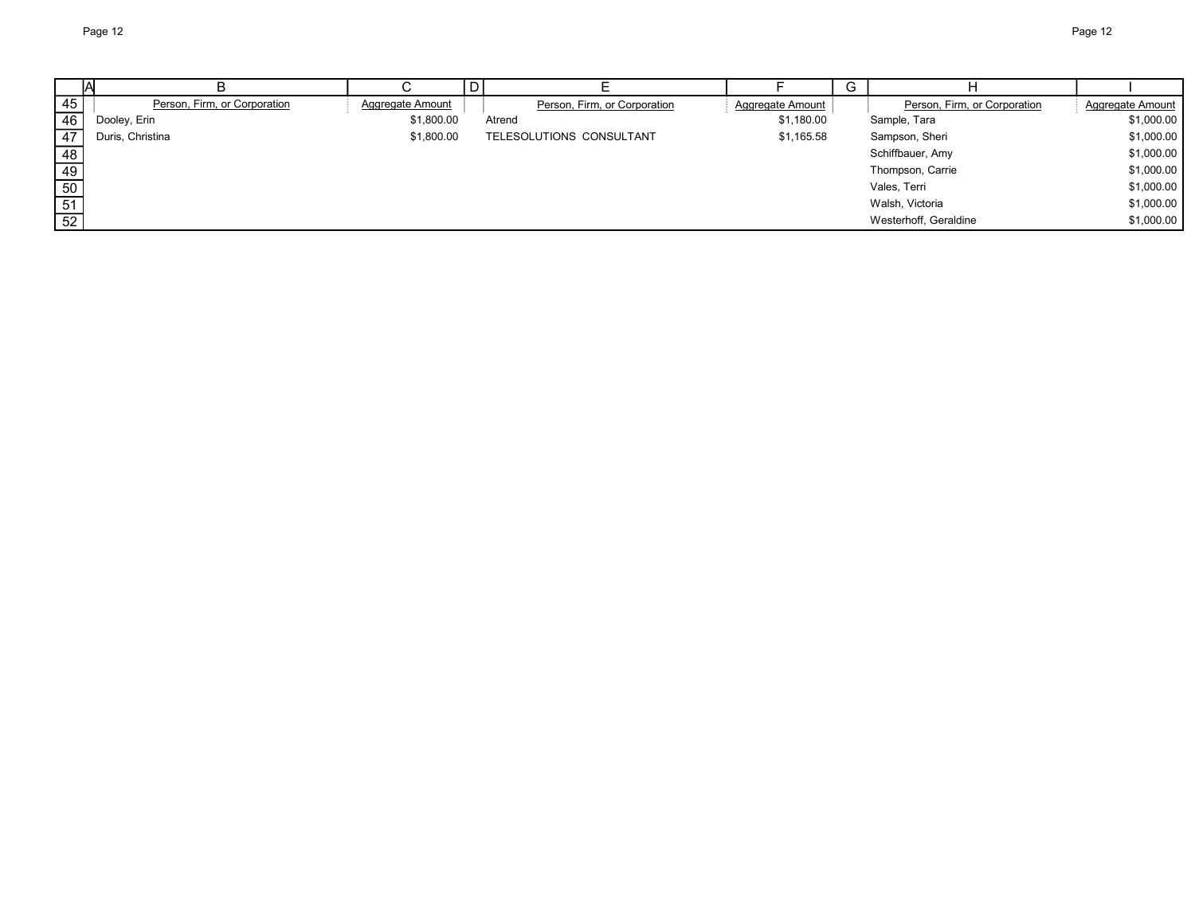| | A | B | C | D | E | F | G | H | I |
|---|---|---|---|---|---|---|---|---|---|
| 45 | | Person, Firm, or Corporation | Aggregate Amount | | Person, Firm, or Corporation | Aggregate Amount | | Person, Firm, or Corporation | Aggregate Amount |
| 46 | | Dooley, Erin | $1,800.00 | | Atrend | $1,180.00 | | Sample, Tara | $1,000.00 |
| 47 | | Duris, Christina | $1,800.00 | | TELESOLUTIONS CONSULTANT | $1,165.58 | | Sampson, Sheri | $1,000.00 |
| 48 | | | | | | | | Schiffbauer, Amy | $1,000.00 |
| 49 | | | | | | | | Thompson, Carrie | $1,000.00 |
| 50 | | | | | | | | Vales, Terri | $1,000.00 |
| 51 | | | | | | | | Walsh, Victoria | $1,000.00 |
| 52 | | | | | | | | Westerhoff, Geraldine | $1,000.00 |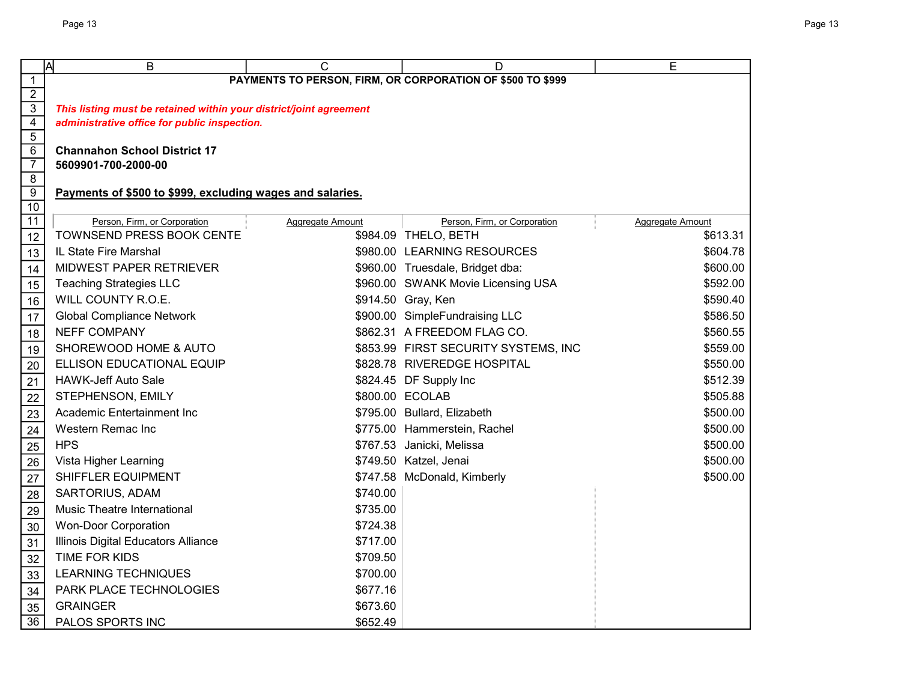# PAYMENTS TO PERSON, FIRM, OR CORPORATION OF $500 TO $999

***This listing must be retained within your district/joint agreement administrative office for public inspection.***

**Channahon School District 17**
**5609901-700-2000-00**

**Payments of $500 to $999, excluding wages and salaries.**

| Person, Firm, or Corporation | Aggregate Amount | Person, Firm, or Corporation | Aggregate Amount |
|---|---|---|---|
| TOWNSEND PRESS BOOK CENTE | $984.09 | THELO, BETH | $613.31 |
| IL State Fire Marshal | $980.00 | LEARNING RESOURCES | $604.78 |
| MIDWEST PAPER RETRIEVER | $960.00 | Truesdale, Bridget dba: | $600.00 |
| Teaching Strategies LLC | $960.00 | SWANK Movie Licensing USA | $592.00 |
| WILL COUNTY R.O.E. | $914.50 | Gray, Ken | $590.40 |
| Global Compliance Network | $900.00 | SimpleFundraising LLC | $586.50 |
| NEFF COMPANY | $862.31 | A FREEDOM FLAG CO. | $560.55 |
| SHOREWOOD HOME & AUTO | $853.99 | FIRST SECURITY SYSTEMS, INC | $559.00 |
| ELLISON EDUCATIONAL EQUIP | $828.78 | RIVEREDGE HOSPITAL | $550.00 |
| HAWK-Jeff Auto Sale | $824.45 | DF Supply Inc | $512.39 |
| STEPHENSON, EMILY | $800.00 | ECOLAB | $505.88 |
| Academic Entertainment Inc | $795.00 | Bullard, Elizabeth | $500.00 |
| Western Remac Inc | $775.00 | Hammerstein, Rachel | $500.00 |
| HPS | $767.53 | Janicki, Melissa | $500.00 |
| Vista Higher Learning | $749.50 | Katzel, Jenai | $500.00 |
| SHIFFLER EQUIPMENT | $747.58 | McDonald, Kimberly | $500.00 |
| SARTORIUS, ADAM | $740.00 | | |
| Music Theatre International | $735.00 | | |
| Won-Door Corporation | $724.38 | | |
| Illinois Digital Educators Alliance | $717.00 | | |
| TIME FOR KIDS | $709.50 | | |
| LEARNING TECHNIQUES | $700.00 | | |
| PARK PLACE TECHNOLOGIES | $677.16 | | |
| GRAINGER | $673.60 | | |
| PALOS SPORTS INC | $652.49 | | |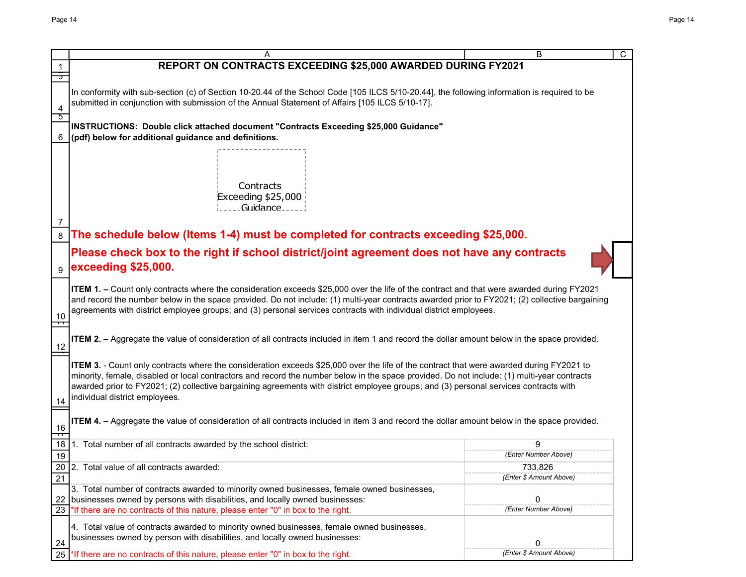# REPORT ON CONTRACTS EXCEEDING $25,000 AWARDED DURING FY2021

In conformity with sub-section (c) of Section 10-20.44 of the School Code [105 ILCS 5/10-20.44], the following information is required to be submitted in conjunction with submission of the Annual Statement of Affairs [105 ILCS 5/10-17].

**INSTRUCTIONS: Double click attached document "Contracts Exceeding $25,000 Guidance" (pdf) below for additional guidance and definitions.**

Contracts Exceeding $25,000 Guidance

**The schedule below (Items 1-4) must be completed for contracts exceeding $25,000.**

**Please check box to the right if school district/joint agreement does not have any contracts exceeding $25,000.** ☐

**ITEM 1. –** Count only contracts where the consideration exceeds $25,000 over the life of the contract and that were awarded during FY2021 and record the number below in the space provided. Do not include: (1) multi-year contracts awarded prior to FY2021; (2) collective bargaining agreements with district employee groups; and (3) personal services contracts with individual district employees.

**ITEM 2.** – Aggregate the value of consideration of all contracts included in item 1 and record the dollar amount below in the space provided.

**ITEM 3.** - Count only contracts where the consideration exceeds $25,000 over the life of the contract that were awarded during FY2021 to minority, female, disabled or local contractors and record the number below in the space provided. Do not include: (1) multi-year contracts awarded prior to FY2021; (2) collective bargaining agreements with district employee groups; and (3) personal services contracts with individual district employees.

**ITEM 4.** – Aggregate the value of consideration of all contracts included in item 3 and record the dollar amount below in the space provided.

| | |
|---|---|
| 1. Total number of all contracts awarded by the school district: | 9<br>*(Enter Number Above)* |
| 2. Total value of all contracts awarded: | 733,826<br>*(Enter $ Amount Above)* |
| 3. Total number of contracts awarded to minority owned businesses, female owned businesses, businesses owned by persons with disabilities, and locally owned businesses:<br>*If there are no contracts of this nature, please enter "0" in box to the right. | 0<br>*(Enter Number Above)* |
| 4. Total value of contracts awarded to minority owned businesses, female owned businesses, businesses owned by person with disabilities, and locally owned businesses:<br>*If there are no contracts of this nature, please enter "0" in box to the right. | 0<br>*(Enter $ Amount Above)* |